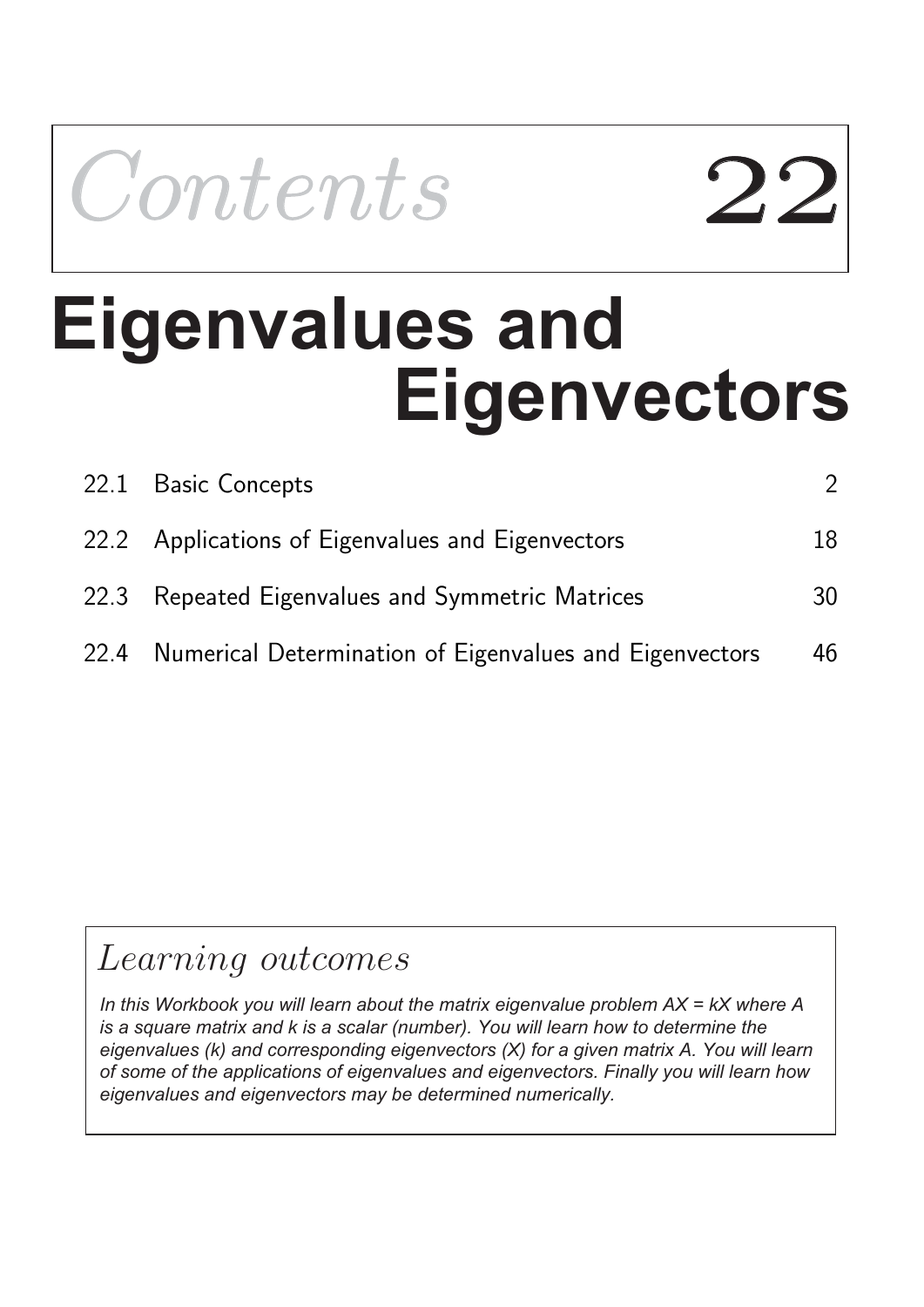*Contents* 22

# Eigenvalues and Eigenvectors

| | | |
|---|---|---|
| 22.1 | Basic Concepts | 2 |
| 22.2 | Applications of Eigenvalues and Eigenvectors | 18 |
| 22.3 | Repeated Eigenvalues and Symmetric Matrices | 30 |
| 22.4 | Numerical Determination of Eigenvalues and Eigenvectors | 46 |

## *Learning outcomes*

*In this Workbook you will learn about the matrix eigenvalue problem $AX = kX$ where $A$ is a square matrix and $k$ is a scalar (number). You will learn how to determine the eigenvalues ($k$) and corresponding eigenvectors ($X$) for a given matrix $A$. You will learn of some of the applications of eigenvalues and eigenvectors. Finally you will learn how eigenvalues and eigenvectors may be determined numerically.*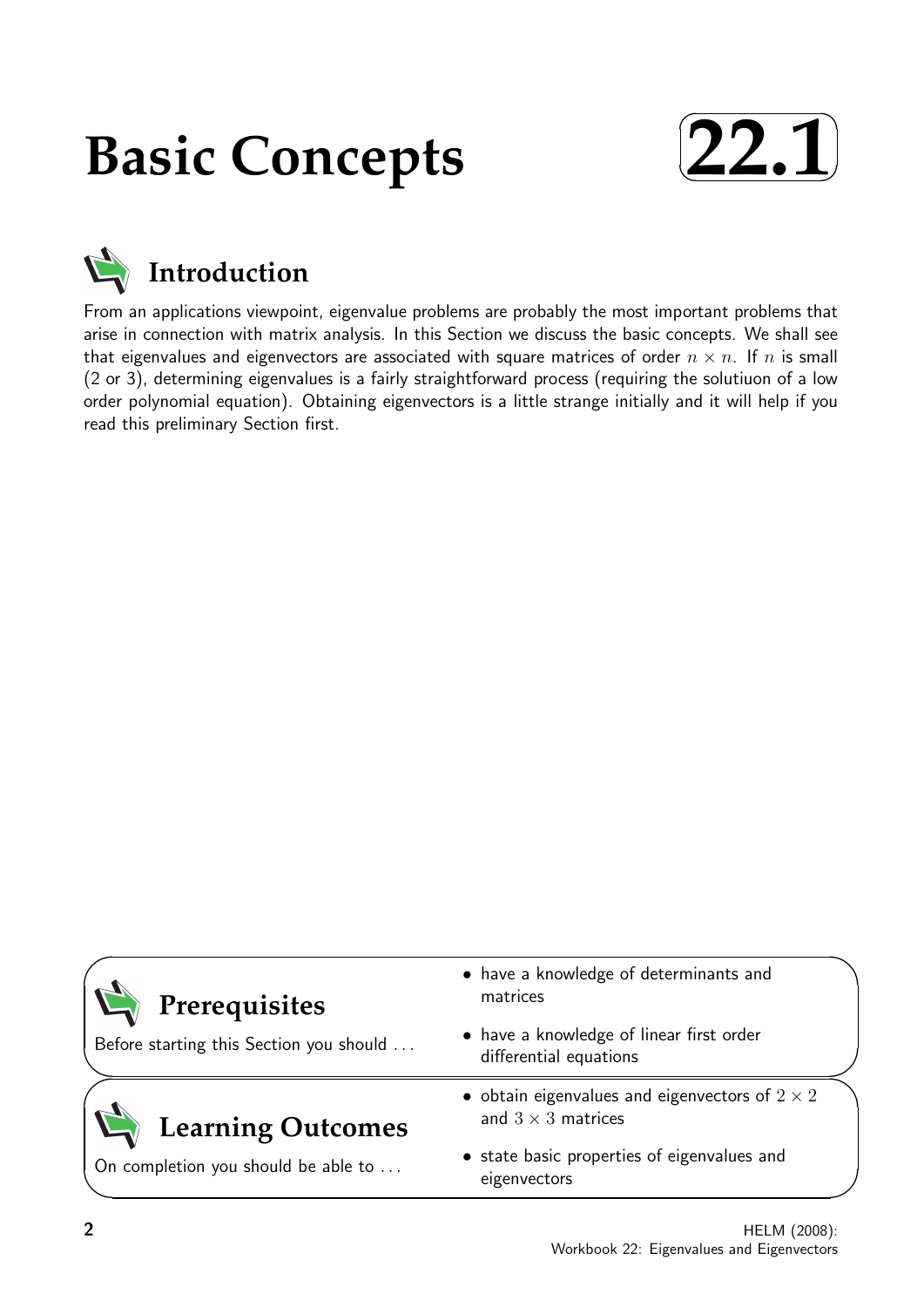# Basic Concepts

**22.1**

## Introduction

From an applications viewpoint, eigenvalue problems are probably the most important problems that arise in connection with matrix analysis. In this Section we discuss the basic concepts. We shall see that eigenvalues and eigenvectors are associated with square matrices of order $n \times n$. If $n$ is small (2 or 3), determining eigenvalues is a fairly straightforward process (requiring the solutiuon of a low order polynomial equation). Obtaining eigenvectors is a little strange initially and it will help if you read this preliminary Section first.

## Prerequisites

Before starting this Section you should ...

- have a knowledge of determinants and matrices
- have a knowledge of linear first order differential equations

## Learning Outcomes

On completion you should be able to ...

- obtain eigenvalues and eigenvectors of $2 \times 2$ and $3 \times 3$ matrices
- state basic properties of eigenvalues and eigenvectors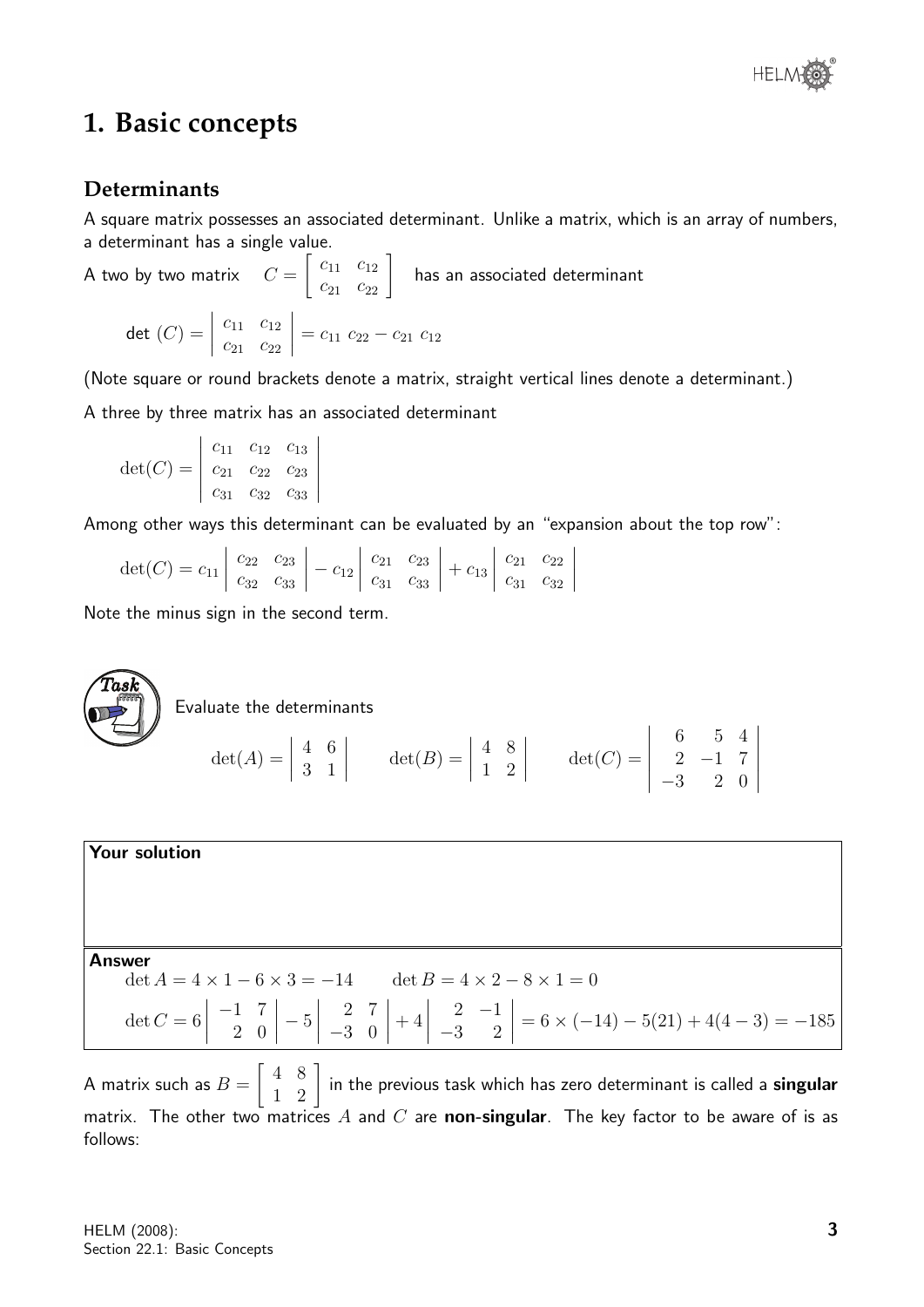# 1. Basic concepts

## Determinants

A square matrix possesses an associated determinant. Unlike a matrix, which is an array of numbers, a determinant has a single value.

A two by two matrix $C = \begin{bmatrix} c_{11} & c_{12} \\ c_{21} & c_{22} \end{bmatrix}$ has an associated determinant

$$\text{det } (C) = \begin{vmatrix} c_{11} & c_{12} \\ c_{21} & c_{22} \end{vmatrix} = c_{11}\, c_{22} - c_{21}\, c_{12}$$

(Note square or round brackets denote a matrix, straight vertical lines denote a determinant.)

A three by three matrix has an associated determinant

$$\det(C) = \begin{vmatrix} c_{11} & c_{12} & c_{13} \\ c_{21} & c_{22} & c_{23} \\ c_{31} & c_{32} & c_{33} \end{vmatrix}$$

Among other ways this determinant can be evaluated by an "expansion about the top row":

$$\det(C) = c_{11} \begin{vmatrix} c_{22} & c_{23} \\ c_{32} & c_{33} \end{vmatrix} - c_{12} \begin{vmatrix} c_{21} & c_{23} \\ c_{31} & c_{33} \end{vmatrix} + c_{13} \begin{vmatrix} c_{21} & c_{22} \\ c_{31} & c_{32} \end{vmatrix}$$

Note the minus sign in the second term.

**Task**

Evaluate the determinants

$$\det(A) = \begin{vmatrix} 4 & 6 \\ 3 & 1 \end{vmatrix} \qquad \det(B) = \begin{vmatrix} 4 & 8 \\ 1 & 2 \end{vmatrix} \qquad \det(C) = \begin{vmatrix} 6 & 5 & 4 \\ 2 & -1 & 7 \\ -3 & 2 & 0 \end{vmatrix}$$

**Your solution**

**Answer**

$$\det A = 4 \times 1 - 6 \times 3 = -14 \qquad \det B = 4 \times 2 - 8 \times 1 = 0$$

$$\det C = 6 \begin{vmatrix} -1 & 7 \\ 2 & 0 \end{vmatrix} - 5 \begin{vmatrix} 2 & 7 \\ -3 & 0 \end{vmatrix} + 4 \begin{vmatrix} 2 & -1 \\ -3 & 2 \end{vmatrix} = 6 \times (-14) - 5(21) + 4(4 - 3) = -185$$

A matrix such as $B = \begin{bmatrix} 4 & 8 \\ 1 & 2 \end{bmatrix}$ in the previous task which has zero determinant is called a **singular** matrix. The other two matrices $A$ and $C$ are **non-singular**. The key factor to be aware of is as follows: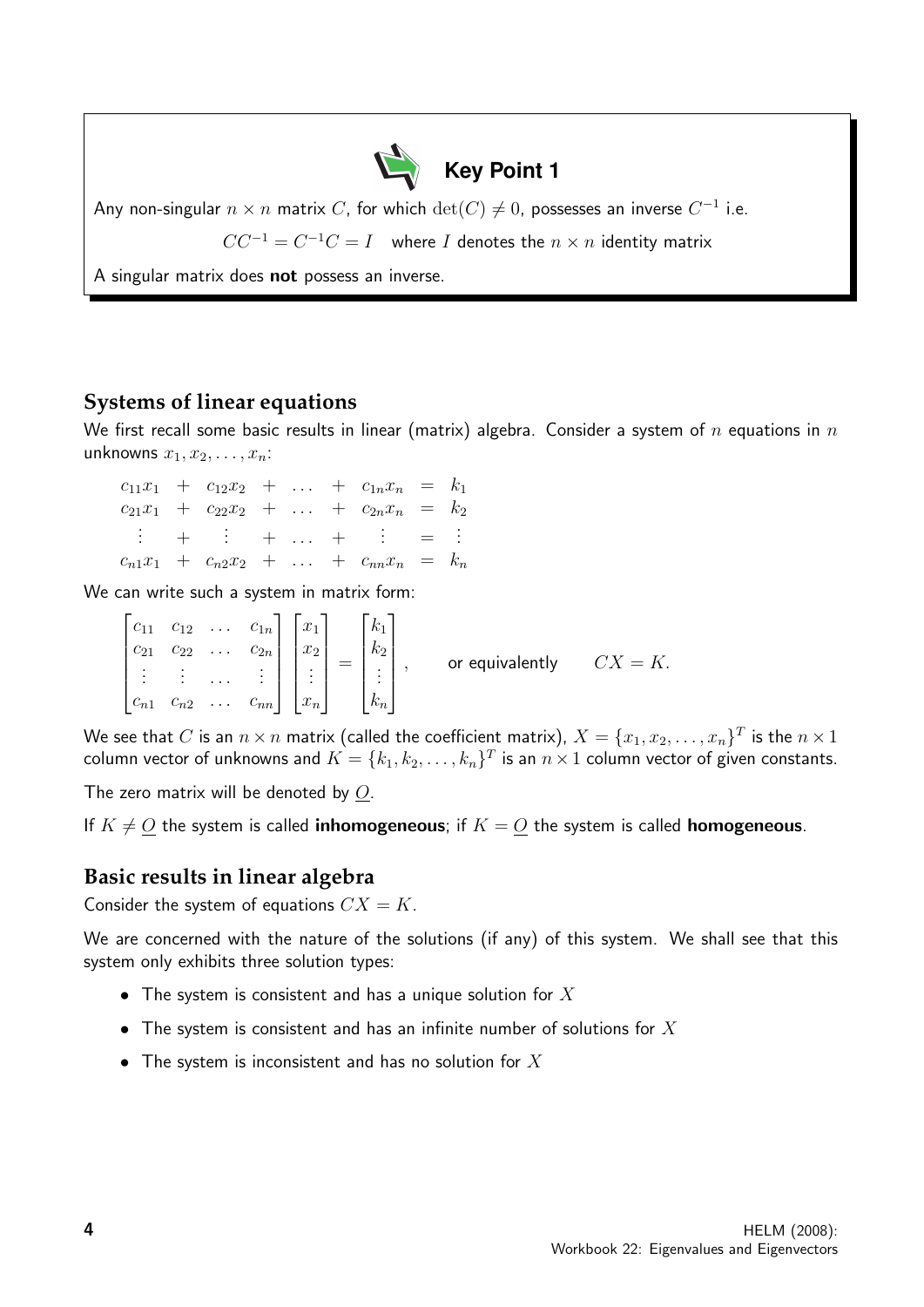**Key Point 1**

Any non-singular $n \times n$ matrix $C$, for which $\det(C) \neq 0$, possesses an inverse $C^{-1}$ i.e.

$$CC^{-1} = C^{-1}C = I \quad \text{where } I \text{ denotes the } n \times n \text{ identity matrix}$$

A singular matrix does **not** possess an inverse.

## Systems of linear equations

We first recall some basic results in linear (matrix) algebra. Consider a system of $n$ equations in $n$ unknowns $x_1, x_2, \ldots, x_n$:

$$\begin{array}{ccccccccc}
c_{11}x_1 & + & c_{12}x_2 & + & \ldots & + & c_{1n}x_n & = & k_1 \\
c_{21}x_1 & + & c_{22}x_2 & + & \ldots & + & c_{2n}x_n & = & k_2 \\
\vdots & + & \vdots & + & \ldots & + & \vdots & = & \vdots \\
c_{n1}x_1 & + & c_{n2}x_2 & + & \ldots & + & c_{nn}x_n & = & k_n
\end{array}$$

We can write such a system in matrix form:

$$\begin{bmatrix} c_{11} & c_{12} & \ldots & c_{1n} \\ c_{21} & c_{22} & \ldots & c_{2n} \\ \vdots & \vdots & \ldots & \vdots \\ c_{n1} & c_{n2} & \ldots & c_{nn} \end{bmatrix} \begin{bmatrix} x_1 \\ x_2 \\ \vdots \\ x_n \end{bmatrix} = \begin{bmatrix} k_1 \\ k_2 \\ \vdots \\ k_n \end{bmatrix}, \qquad \text{or equivalently} \qquad CX = K.$$

We see that $C$ is an $n \times n$ matrix (called the coefficient matrix), $X = \{x_1, x_2, \ldots, x_n\}^T$ is the $n \times 1$ column vector of unknowns and $K = \{k_1, k_2, \ldots, k_n\}^T$ is an $n \times 1$ column vector of given constants.

The zero matrix will be denoted by $\underline{O}$.

If $K \neq \underline{O}$ the system is called **inhomogeneous**; if $K = \underline{O}$ the system is called **homogeneous**.

## Basic results in linear algebra

Consider the system of equations $CX = K$.

We are concerned with the nature of the solutions (if any) of this system. We shall see that this system only exhibits three solution types:

- The system is consistent and has a unique solution for $X$
- The system is consistent and has an infinite number of solutions for $X$
- The system is inconsistent and has no solution for $X$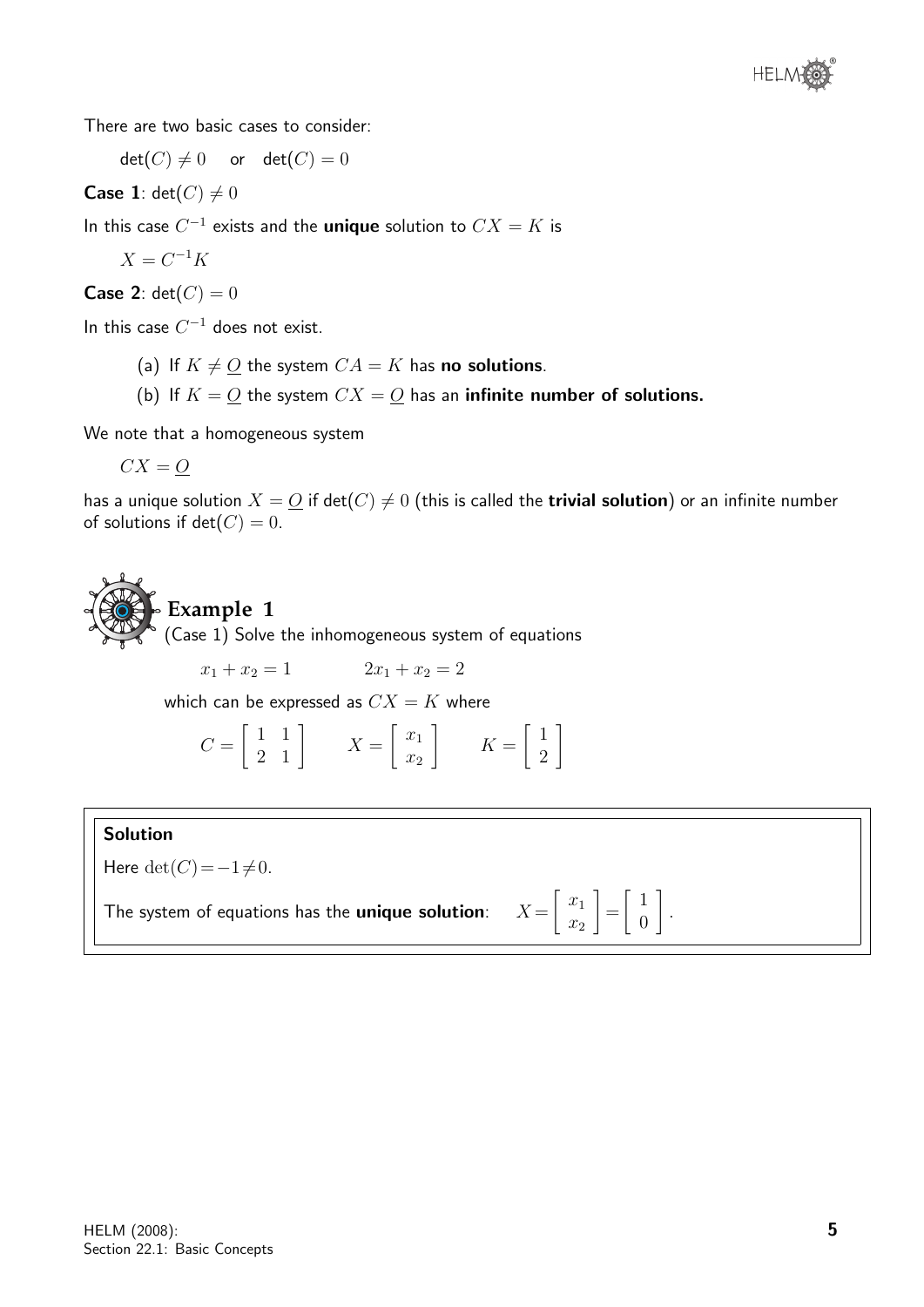There are two basic cases to consider:

$\det(C) \neq 0$ or $\det(C) = 0$

**Case 1**: $\det(C) \neq 0$

In this case $C^{-1}$ exists and the **unique** solution to $CX = K$ is

$X = C^{-1}K$

**Case 2**: $\det(C) = 0$

In this case $C^{-1}$ does not exist.

(a) If $K \neq \underline{O}$ the system $CA = K$ has **no solutions**.

(b) If $K = \underline{O}$ the system $CX = \underline{O}$ has an **infinite number of solutions.**

We note that a homogeneous system

$CX = \underline{O}$

has a unique solution $X = \underline{O}$ if $\det(C) \neq 0$ (this is called the **trivial solution**) or an infinite number of solutions if $\det(C) = 0$.

## Example 1

(Case 1) Solve the inhomogeneous system of equations

$$x_1 + x_2 = 1 \qquad 2x_1 + x_2 = 2$$

which can be expressed as $CX = K$ where

$$C = \begin{bmatrix} 1 & 1 \\ 2 & 1 \end{bmatrix} \qquad X = \begin{bmatrix} x_1 \\ x_2 \end{bmatrix} \qquad K = \begin{bmatrix} 1 \\ 2 \end{bmatrix}$$

**Solution**

Here $\det(C) = -1 \neq 0$.

The system of equations has the **unique solution**: $X = \begin{bmatrix} x_1 \\ x_2 \end{bmatrix} = \begin{bmatrix} 1 \\ 0 \end{bmatrix}$.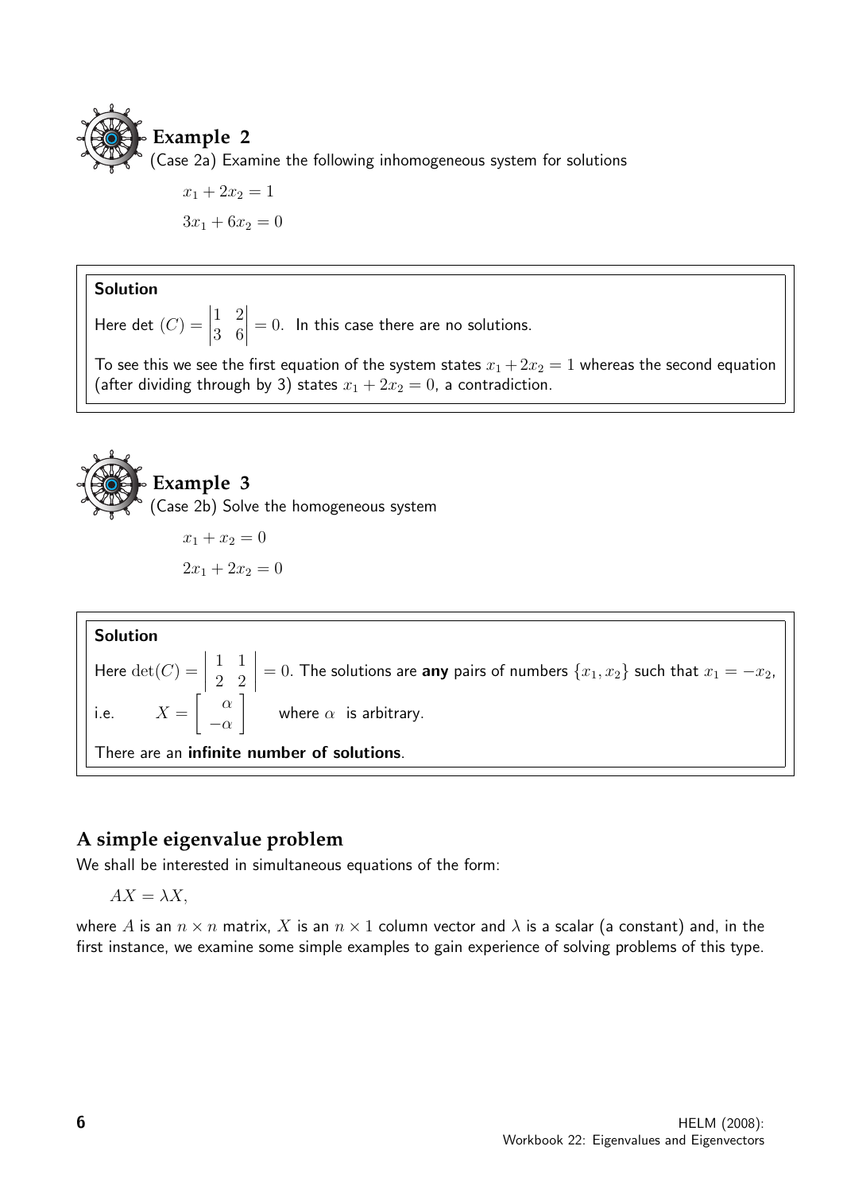## Example 2

(Case 2a) Examine the following inhomogeneous system for solutions

$$x_1 + 2x_2 = 1$$
$$3x_1 + 6x_2 = 0$$

**Solution**

Here det $(C) = \begin{vmatrix} 1 & 2 \\ 3 & 6 \end{vmatrix} = 0$. In this case there are no solutions.

To see this we see the first equation of the system states $x_1 + 2x_2 = 1$ whereas the second equation (after dividing through by 3) states $x_1 + 2x_2 = 0$, a contradiction.

## Example 3

(Case 2b) Solve the homogeneous system

$$x_1 + x_2 = 0$$
$$2x_1 + 2x_2 = 0$$

**Solution**

Here $\det(C) = \begin{vmatrix} 1 & 1 \\ 2 & 2 \end{vmatrix} = 0$. The solutions are **any** pairs of numbers $\{x_1, x_2\}$ such that $x_1 = -x_2$,

i.e. $X = \begin{bmatrix} \alpha \\ -\alpha \end{bmatrix}$ where $\alpha$ is arbitrary.

There are an **infinite number of solutions**.

## A simple eigenvalue problem

We shall be interested in simultaneous equations of the form:

$$AX = \lambda X,$$

where $A$ is an $n \times n$ matrix, $X$ is an $n \times 1$ column vector and $\lambda$ is a scalar (a constant) and, in the first instance, we examine some simple examples to gain experience of solving problems of this type.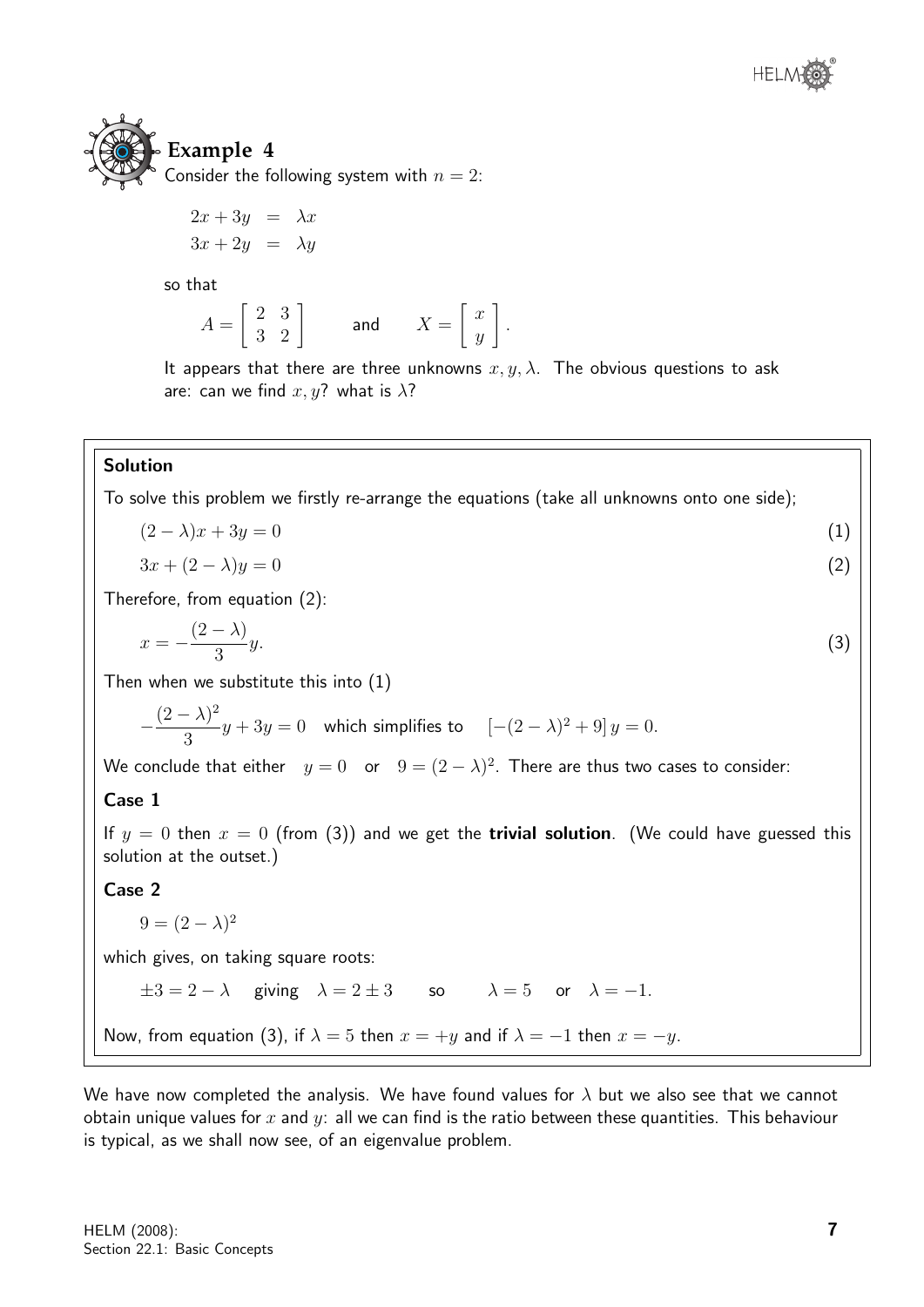## Example 4

Consider the following system with $n = 2$:

$$\begin{aligned} 2x + 3y &= \lambda x \\ 3x + 2y &= \lambda y \end{aligned}$$

so that

$$A = \begin{bmatrix} 2 & 3 \\ 3 & 2 \end{bmatrix} \qquad \text{and} \qquad X = \begin{bmatrix} x \\ y \end{bmatrix}.$$

It appears that there are three unknowns $x, y, \lambda$. The obvious questions to ask are: can we find $x, y$? what is $\lambda$?

### Solution

To solve this problem we firstly re-arrange the equations (take all unknowns onto one side);

$$(2 - \lambda)x + 3y = 0 \qquad (1)$$

$$3x + (2 - \lambda)y = 0 \qquad (2)$$

Therefore, from equation (2):

$$x = -\frac{(2 - \lambda)}{3}y. \qquad (3)$$

Then when we substitute this into (1)

$$-\frac{(2 - \lambda)^2}{3}y + 3y = 0 \quad \text{which simplifies to} \quad [-(2 - \lambda)^2 + 9]\,y = 0.$$

We conclude that either $y = 0$ or $9 = (2 - \lambda)^2$. There are thus two cases to consider:

**Case 1**

If $y = 0$ then $x = 0$ (from (3)) and we get the **trivial solution**. (We could have guessed this solution at the outset.)

**Case 2**

$$9 = (2 - \lambda)^2$$

which gives, on taking square roots:

$$\pm 3 = 2 - \lambda \quad \text{giving} \quad \lambda = 2 \pm 3 \qquad \text{so} \qquad \lambda = 5 \quad \text{or} \quad \lambda = -1.$$

Now, from equation (3), if $\lambda = 5$ then $x = +y$ and if $\lambda = -1$ then $x = -y$.

We have now completed the analysis. We have found values for $\lambda$ but we also see that we cannot obtain unique values for $x$ and $y$: all we can find is the ratio between these quantities. This behaviour is typical, as we shall now see, of an eigenvalue problem.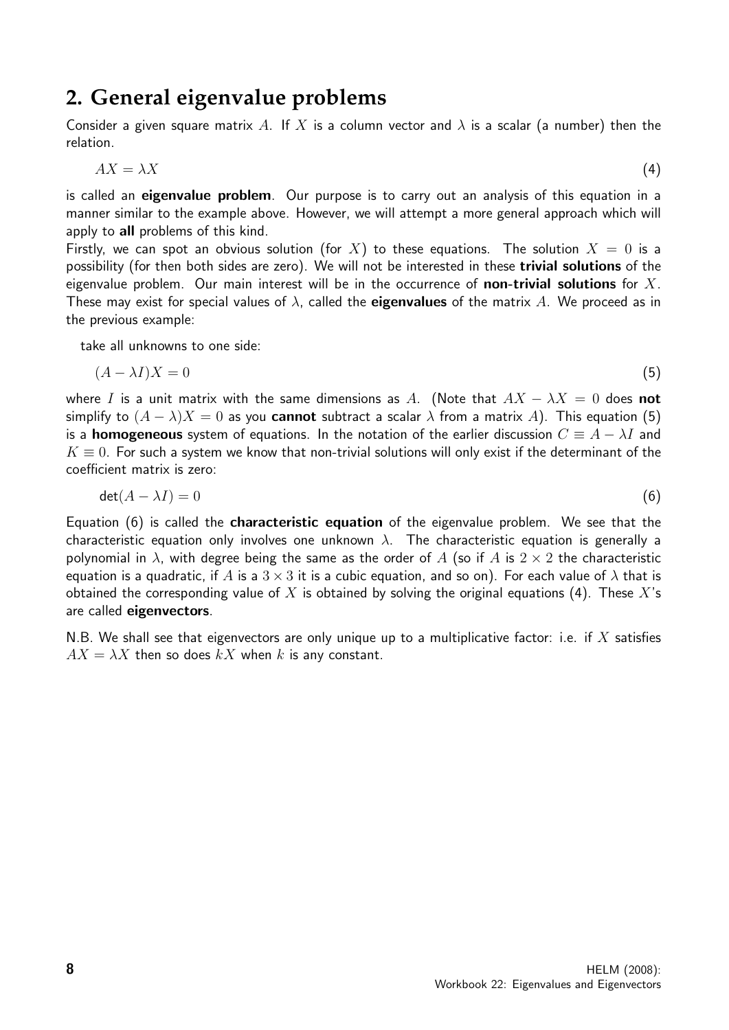## 2. General eigenvalue problems

Consider a given square matrix $A$. If $X$ is a column vector and $\lambda$ is a scalar (a number) then the relation.

$$AX = \lambda X \qquad (4)$$

is called an **eigenvalue problem**. Our purpose is to carry out an analysis of this equation in a manner similar to the example above. However, we will attempt a more general approach which will apply to **all** problems of this kind.

Firstly, we can spot an obvious solution (for $X$) to these equations. The solution $X = 0$ is a possibility (for then both sides are zero). We will not be interested in these **trivial solutions** of the eigenvalue problem. Our main interest will be in the occurrence of **non-trivial solutions** for $X$. These may exist for special values of $\lambda$, called the **eigenvalues** of the matrix $A$. We proceed as in the previous example:

take all unknowns to one side:

$$(A - \lambda I)X = 0 \qquad (5)$$

where $I$ is a unit matrix with the same dimensions as $A$. (Note that $AX - \lambda X = 0$ does **not** simplify to $(A - \lambda)X = 0$ as you **cannot** subtract a scalar $\lambda$ from a matrix $A$). This equation (5) is a **homogeneous** system of equations. In the notation of the earlier discussion $C \equiv A - \lambda I$ and $K \equiv 0$. For such a system we know that non-trivial solutions will only exist if the determinant of the coefficient matrix is zero:

$$\det(A - \lambda I) = 0 \qquad (6)$$

Equation (6) is called the **characteristic equation** of the eigenvalue problem. We see that the characteristic equation only involves one unknown $\lambda$. The characteristic equation is generally a polynomial in $\lambda$, with degree being the same as the order of $A$ (so if $A$ is $2 \times 2$ the characteristic equation is a quadratic, if $A$ is a $3 \times 3$ it is a cubic equation, and so on). For each value of $\lambda$ that is obtained the corresponding value of $X$ is obtained by solving the original equations (4). These $X$'s are called **eigenvectors**.

N.B. We shall see that eigenvectors are only unique up to a multiplicative factor: i.e. if $X$ satisfies $AX = \lambda X$ then so does $kX$ when $k$ is any constant.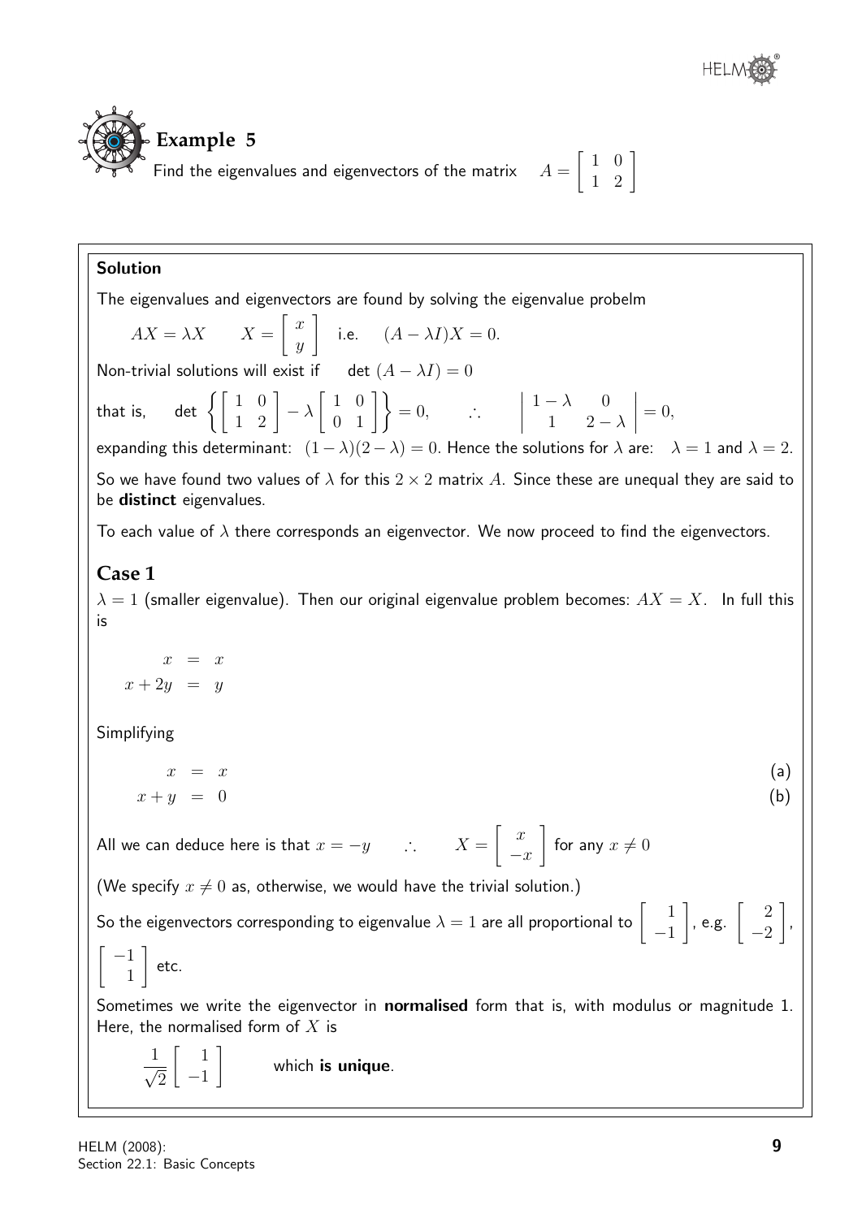## Example 5

Find the eigenvalues and eigenvectors of the matrix $A = \begin{bmatrix} 1 & 0 \\ 1 & 2 \end{bmatrix}$

### Solution

The eigenvalues and eigenvectors are found by solving the eigenvalue probelm

$$AX = \lambda X \qquad X = \begin{bmatrix} x \\ y \end{bmatrix} \quad \text{i.e.} \quad (A - \lambda I)X = 0.$$

Non-trivial solutions will exist if $\det\,(A - \lambda I) = 0$

that is, $\det \left\{ \begin{bmatrix} 1 & 0 \\ 1 & 2 \end{bmatrix} - \lambda \begin{bmatrix} 1 & 0 \\ 0 & 1 \end{bmatrix} \right\} = 0, \qquad \therefore \qquad \begin{vmatrix} 1-\lambda & 0 \\ 1 & 2-\lambda \end{vmatrix} = 0,$

expanding this determinant: $(1-\lambda)(2-\lambda) = 0$. Hence the solutions for $\lambda$ are: $\lambda = 1$ and $\lambda = 2$.

So we have found two values of $\lambda$ for this $2 \times 2$ matrix $A$. Since these are unequal they are said to be **distinct** eigenvalues.

To each value of $\lambda$ there corresponds an eigenvector. We now proceed to find the eigenvectors.

### Case 1

$\lambda = 1$ (smaller eigenvalue). Then our original eigenvalue problem becomes: $AX = X$. In full this is

$$\begin{aligned} x &= x \\ x + 2y &= y \end{aligned}$$

Simplifying

$$\begin{aligned} x &= x \qquad \text{(a)} \\ x + y &= 0 \qquad \text{(b)} \end{aligned}$$

All we can deduce here is that $x = -y \qquad \therefore \qquad X = \begin{bmatrix} x \\ -x \end{bmatrix}$ for any $x \neq 0$

(We specify $x \neq 0$ as, otherwise, we would have the trivial solution.)

So the eigenvectors corresponding to eigenvalue $\lambda = 1$ are all proportional to $\begin{bmatrix} 1 \\ -1 \end{bmatrix}$, e.g. $\begin{bmatrix} 2 \\ -2 \end{bmatrix}$, $\begin{bmatrix} -1 \\ 1 \end{bmatrix}$ etc.

Sometimes we write the eigenvector in **normalised** form that is, with modulus or magnitude 1. Here, the normalised form of $X$ is

$$\frac{1}{\sqrt{2}} \begin{bmatrix} 1 \\ -1 \end{bmatrix} \qquad \text{which } \textbf{is unique}.$$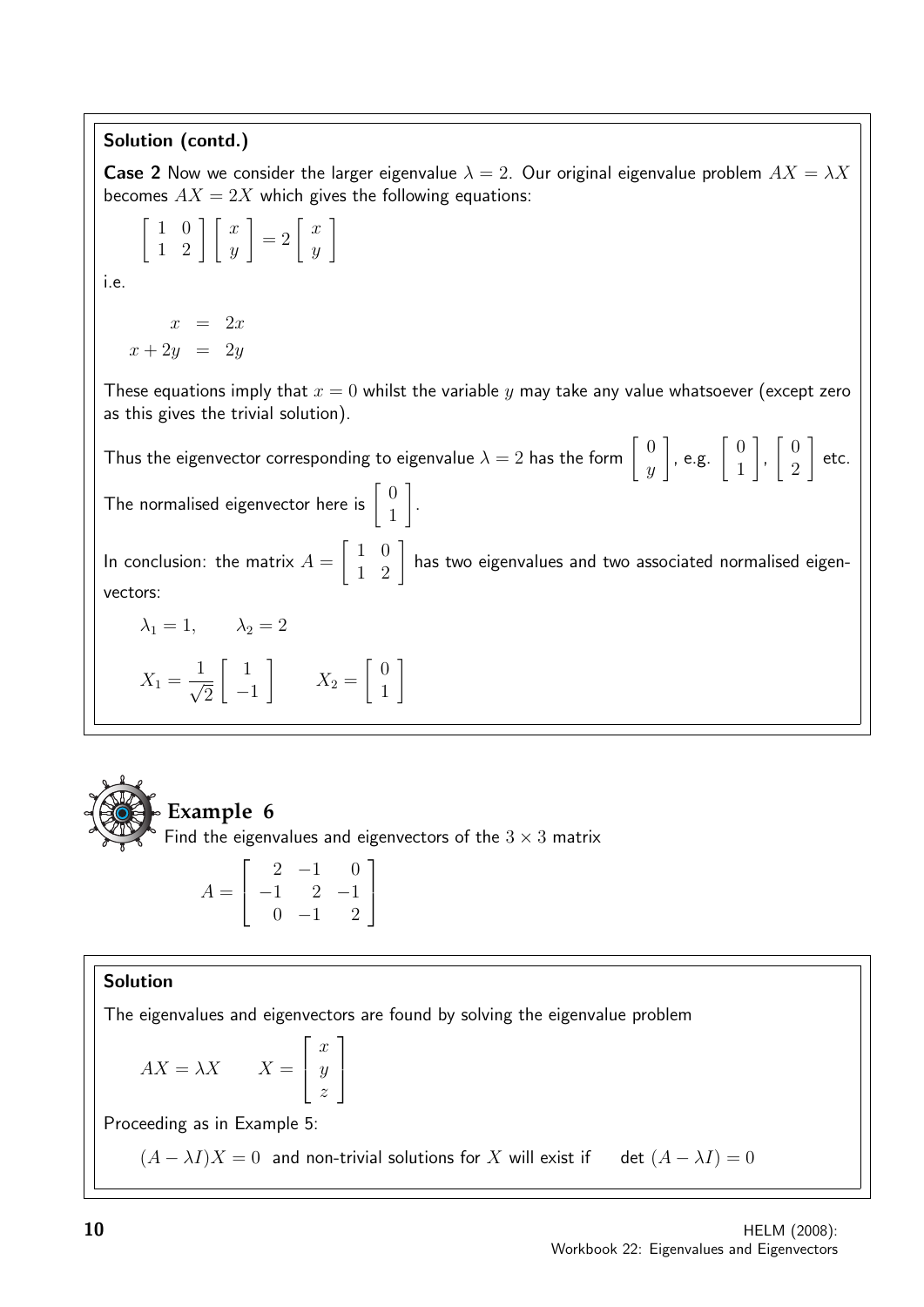**Solution (contd.)**

**Case 2** Now we consider the larger eigenvalue $\lambda = 2$. Our original eigenvalue problem $AX = \lambda X$ becomes $AX = 2X$ which gives the following equations:

$$\begin{bmatrix} 1 & 0 \\ 1 & 2 \end{bmatrix} \begin{bmatrix} x \\ y \end{bmatrix} = 2 \begin{bmatrix} x \\ y \end{bmatrix}$$

i.e.

$$\begin{aligned} x &= 2x \\ x + 2y &= 2y \end{aligned}$$

These equations imply that $x = 0$ whilst the variable $y$ may take any value whatsoever (except zero as this gives the trivial solution).

Thus the eigenvector corresponding to eigenvalue $\lambda = 2$ has the form $\begin{bmatrix} 0 \\ y \end{bmatrix}$, e.g. $\begin{bmatrix} 0 \\ 1 \end{bmatrix}$, $\begin{bmatrix} 0 \\ 2 \end{bmatrix}$ etc.

The normalised eigenvector here is $\begin{bmatrix} 0 \\ 1 \end{bmatrix}$.

In conclusion: the matrix $A = \begin{bmatrix} 1 & 0 \\ 1 & 2 \end{bmatrix}$ has two eigenvalues and two associated normalised eigenvectors:

$$\lambda_1 = 1, \qquad \lambda_2 = 2$$

$$X_1 = \frac{1}{\sqrt{2}} \begin{bmatrix} 1 \\ -1 \end{bmatrix} \qquad X_2 = \begin{bmatrix} 0 \\ 1 \end{bmatrix}$$

## Example 6

Find the eigenvalues and eigenvectors of the $3 \times 3$ matrix

$$A = \begin{bmatrix} 2 & -1 & 0 \\ -1 & 2 & -1 \\ 0 & -1 & 2 \end{bmatrix}$$

**Solution**

The eigenvalues and eigenvectors are found by solving the eigenvalue problem

$$AX = \lambda X \qquad X = \begin{bmatrix} x \\ y \\ z \end{bmatrix}$$

Proceeding as in Example 5:

$(A - \lambda I)X = 0$ and non-trivial solutions for $X$ will exist if $\det(A - \lambda I) = 0$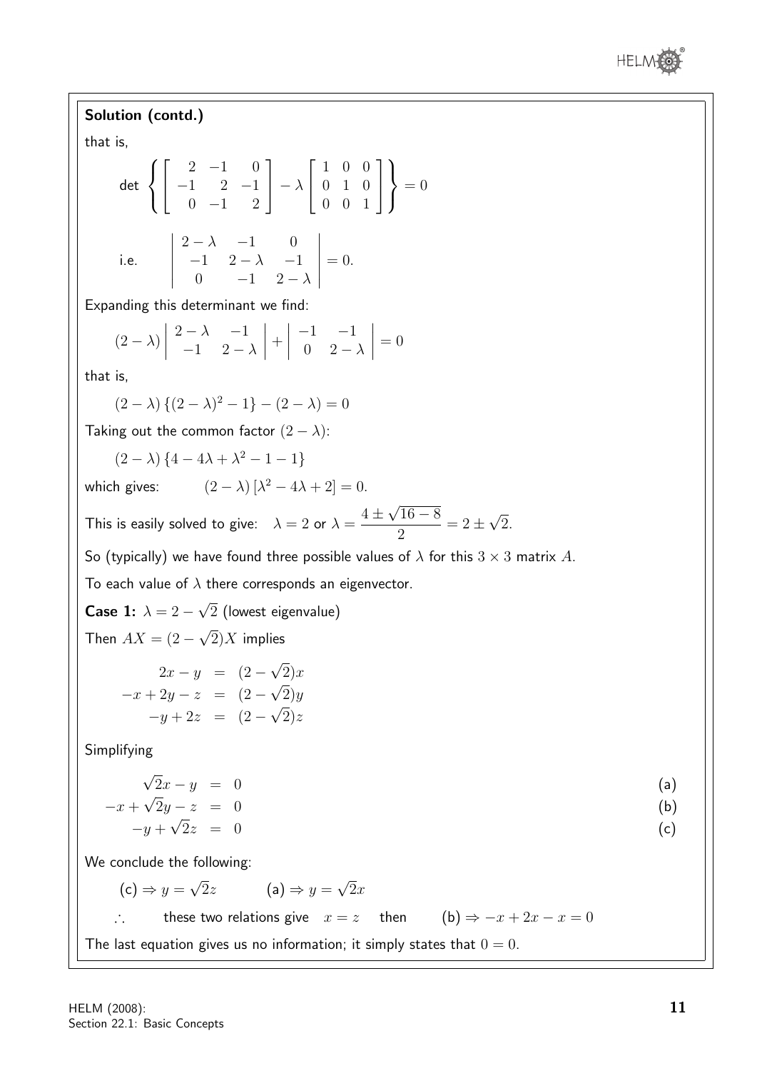**Solution (contd.)**

that is,

$$\text{det}\left\{\begin{bmatrix} 2 & -1 & 0 \\ -1 & 2 & -1 \\ 0 & -1 & 2 \end{bmatrix} - \lambda \begin{bmatrix} 1 & 0 & 0 \\ 0 & 1 & 0 \\ 0 & 0 & 1 \end{bmatrix}\right\} = 0$$

i.e.

$$\begin{vmatrix} 2-\lambda & -1 & 0 \\ -1 & 2-\lambda & -1 \\ 0 & -1 & 2-\lambda \end{vmatrix} = 0.$$

Expanding this determinant we find:

$$(2-\lambda)\begin{vmatrix} 2-\lambda & -1 \\ -1 & 2-\lambda \end{vmatrix} + \begin{vmatrix} -1 & -1 \\ 0 & 2-\lambda \end{vmatrix} = 0$$

that is,

$$(2-\lambda)\left\{(2-\lambda)^2 - 1\right\} - (2-\lambda) = 0$$

Taking out the common factor $(2-\lambda)$:

$$(2-\lambda)\left\{4 - 4\lambda + \lambda^2 - 1 - 1\right\}$$

which gives: $\qquad (2-\lambda)\left[\lambda^2 - 4\lambda + 2\right] = 0.$

This is easily solved to give: $\quad \lambda = 2$ or $\lambda = \dfrac{4 \pm \sqrt{16-8}}{2} = 2 \pm \sqrt{2}.$

So (typically) we have found three possible values of $\lambda$ for this $3 \times 3$ matrix $A$.

To each value of $\lambda$ there corresponds an eigenvector.

**Case 1:** $\lambda = 2 - \sqrt{2}$ (lowest eigenvalue)

Then $AX = (2-\sqrt{2})X$ implies

$$\begin{aligned} 2x - y &= (2-\sqrt{2})x \\ -x + 2y - z &= (2-\sqrt{2})y \\ -y + 2z &= (2-\sqrt{2})z \end{aligned}$$

Simplifying

$$\begin{aligned} \sqrt{2}x - y &= 0 \qquad &\text{(a)} \\ -x + \sqrt{2}y - z &= 0 \qquad &\text{(b)} \\ -y + \sqrt{2}z &= 0 \qquad &\text{(c)} \end{aligned}$$

We conclude the following:

(c) $\Rightarrow y = \sqrt{2}z \qquad$ (a) $\Rightarrow y = \sqrt{2}x$

$\therefore \qquad$ these two relations give $\quad x = z \quad$ then $\qquad$ (b) $\Rightarrow -x + 2x - x = 0$

The last equation gives us no information; it simply states that $0 = 0$.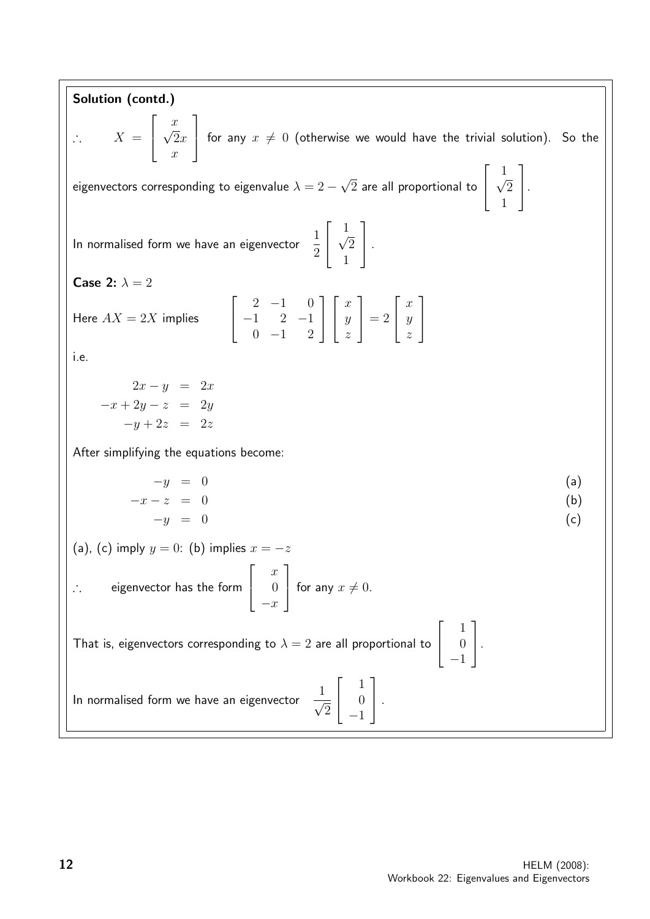**Solution (contd.)**

$\therefore \quad X = \begin{bmatrix} x \\ \sqrt{2}x \\ x \end{bmatrix}$ for any $x \neq 0$ (otherwise we would have the trivial solution). So the eigenvectors corresponding to eigenvalue $\lambda = 2 - \sqrt{2}$ are all proportional to $\begin{bmatrix} 1 \\ \sqrt{2} \\ 1 \end{bmatrix}$.

In normalised form we have an eigenvector $\dfrac{1}{2}\begin{bmatrix} 1 \\ \sqrt{2} \\ 1 \end{bmatrix}$.

**Case 2:** $\lambda = 2$

Here $AX = 2X$ implies $\quad \begin{bmatrix} 2 & -1 & 0 \\ -1 & 2 & -1 \\ 0 & -1 & 2 \end{bmatrix} \begin{bmatrix} x \\ y \\ z \end{bmatrix} = 2 \begin{bmatrix} x \\ y \\ z \end{bmatrix}$

i.e.

$$
\begin{aligned}
2x - y &= 2x \\
-x + 2y - z &= 2y \\
-y + 2z &= 2z
\end{aligned}
$$

After simplifying the equations become:

$$
\begin{aligned}
-y &= 0 \qquad &\text{(a)} \\
-x - z &= 0 \qquad &\text{(b)} \\
-y &= 0 \qquad &\text{(c)}
\end{aligned}
$$

(a), (c) imply $y = 0$: (b) implies $x = -z$

$\therefore \quad$ eigenvector has the form $\begin{bmatrix} x \\ 0 \\ -x \end{bmatrix}$ for any $x \neq 0$.

That is, eigenvectors corresponding to $\lambda = 2$ are all proportional to $\begin{bmatrix} 1 \\ 0 \\ -1 \end{bmatrix}$.

In normalised form we have an eigenvector $\dfrac{1}{\sqrt{2}}\begin{bmatrix} 1 \\ 0 \\ -1 \end{bmatrix}$.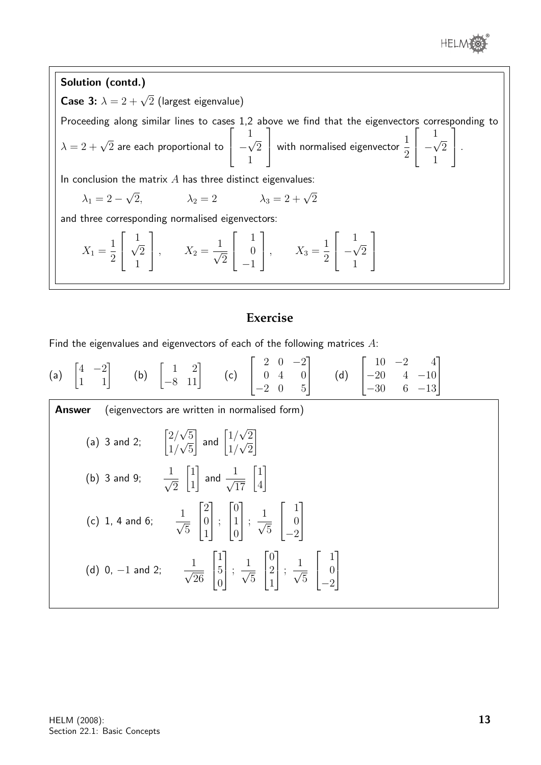**Solution (contd.)**

**Case 3:** $\lambda = 2 + \sqrt{2}$ (largest eigenvalue)

Proceeding along similar lines to cases 1,2 above we find that the eigenvectors corresponding to $\lambda = 2 + \sqrt{2}$ are each proportional to $\begin{bmatrix} 1 \\ -\sqrt{2} \\ 1 \end{bmatrix}$ with normalised eigenvector $\dfrac{1}{2}\begin{bmatrix} 1 \\ -\sqrt{2} \\ 1 \end{bmatrix}$.

In conclusion the matrix $A$ has three distinct eigenvalues:

$$\lambda_1 = 2 - \sqrt{2}, \qquad \lambda_2 = 2 \qquad \lambda_3 = 2 + \sqrt{2}$$

and three corresponding normalised eigenvectors:

$$X_1 = \frac{1}{2}\begin{bmatrix} 1 \\ \sqrt{2} \\ 1 \end{bmatrix}, \qquad X_2 = \frac{1}{\sqrt{2}}\begin{bmatrix} 1 \\ 0 \\ -1 \end{bmatrix}, \qquad X_3 = \frac{1}{2}\begin{bmatrix} 1 \\ -\sqrt{2} \\ 1 \end{bmatrix}$$

## Exercise

Find the eigenvalues and eigenvectors of each of the following matrices $A$:

(a) $\begin{bmatrix} 4 & -2 \\ 1 & 1 \end{bmatrix}$ (b) $\begin{bmatrix} 1 & 2 \\ -8 & 11 \end{bmatrix}$ (c) $\begin{bmatrix} 2 & 0 & -2 \\ 0 & 4 & 0 \\ -2 & 0 & 5 \end{bmatrix}$ (d) $\begin{bmatrix} 10 & -2 & 4 \\ -20 & 4 & -10 \\ -30 & 6 & -13 \end{bmatrix}$

**Answer** (eigenvectors are written in normalised form)

(a) 3 and 2; $\begin{bmatrix} 2/\sqrt{5} \\ 1/\sqrt{5} \end{bmatrix}$ and $\begin{bmatrix} 1/\sqrt{2} \\ 1/\sqrt{2} \end{bmatrix}$

(b) 3 and 9; $\dfrac{1}{\sqrt{2}}\begin{bmatrix} 1 \\ 1 \end{bmatrix}$ and $\dfrac{1}{\sqrt{17}}\begin{bmatrix} 1 \\ 4 \end{bmatrix}$

(c) 1, 4 and 6; $\dfrac{1}{\sqrt{5}}\begin{bmatrix} 2 \\ 0 \\ 1 \end{bmatrix}$; $\begin{bmatrix} 0 \\ 1 \\ 0 \end{bmatrix}$; $\dfrac{1}{\sqrt{5}}\begin{bmatrix} 1 \\ 0 \\ -2 \end{bmatrix}$

(d) 0, $-1$ and 2; $\dfrac{1}{\sqrt{26}}\begin{bmatrix} 1 \\ 5 \\ 0 \end{bmatrix}$; $\dfrac{1}{\sqrt{5}}\begin{bmatrix} 0 \\ 2 \\ 1 \end{bmatrix}$; $\dfrac{1}{\sqrt{5}}\begin{bmatrix} 1 \\ 0 \\ -2 \end{bmatrix}$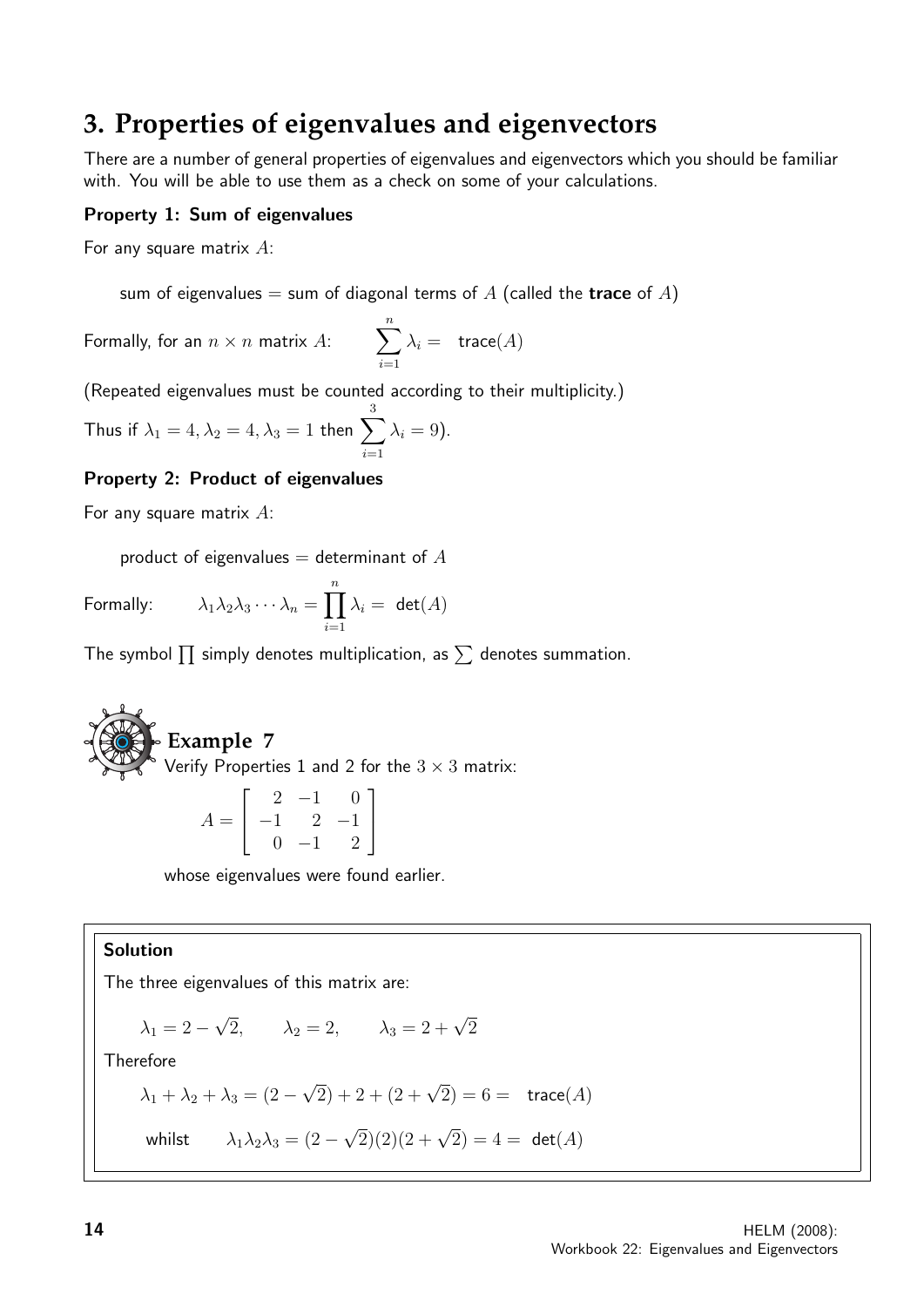## 3. Properties of eigenvalues and eigenvectors

There are a number of general properties of eigenvalues and eigenvectors which you should be familiar with. You will be able to use them as a check on some of your calculations.

**Property 1: Sum of eigenvalues**

For any square matrix $A$:

sum of eigenvalues = sum of diagonal terms of $A$ (called the **trace** of $A$)

Formally, for an $n \times n$ matrix $A$: $\quad \displaystyle\sum_{i=1}^{n} \lambda_i = \text{trace}(A)$

(Repeated eigenvalues must be counted according to their multiplicity.)

Thus if $\lambda_1 = 4, \lambda_2 = 4, \lambda_3 = 1$ then $\displaystyle\sum_{i=1}^{3} \lambda_i = 9$).

**Property 2: Product of eigenvalues**

For any square matrix $A$:

product of eigenvalues = determinant of $A$

Formally: $\quad \lambda_1 \lambda_2 \lambda_3 \cdots \lambda_n = \displaystyle\prod_{i=1}^{n} \lambda_i = \det(A)$

The symbol $\prod$ simply denotes multiplication, as $\sum$ denotes summation.

### Example 7

Verify Properties 1 and 2 for the $3 \times 3$ matrix:

$$A = \begin{bmatrix} 2 & -1 & 0 \\ -1 & 2 & -1 \\ 0 & -1 & 2 \end{bmatrix}$$

whose eigenvalues were found earlier.

**Solution**

The three eigenvalues of this matrix are:

$$\lambda_1 = 2 - \sqrt{2}, \qquad \lambda_2 = 2, \qquad \lambda_3 = 2 + \sqrt{2}$$

Therefore

$$\lambda_1 + \lambda_2 + \lambda_3 = (2 - \sqrt{2}) + 2 + (2 + \sqrt{2}) = 6 = \text{trace}(A)$$

whilst $\qquad \lambda_1 \lambda_2 \lambda_3 = (2 - \sqrt{2})(2)(2 + \sqrt{2}) = 4 = \det(A)$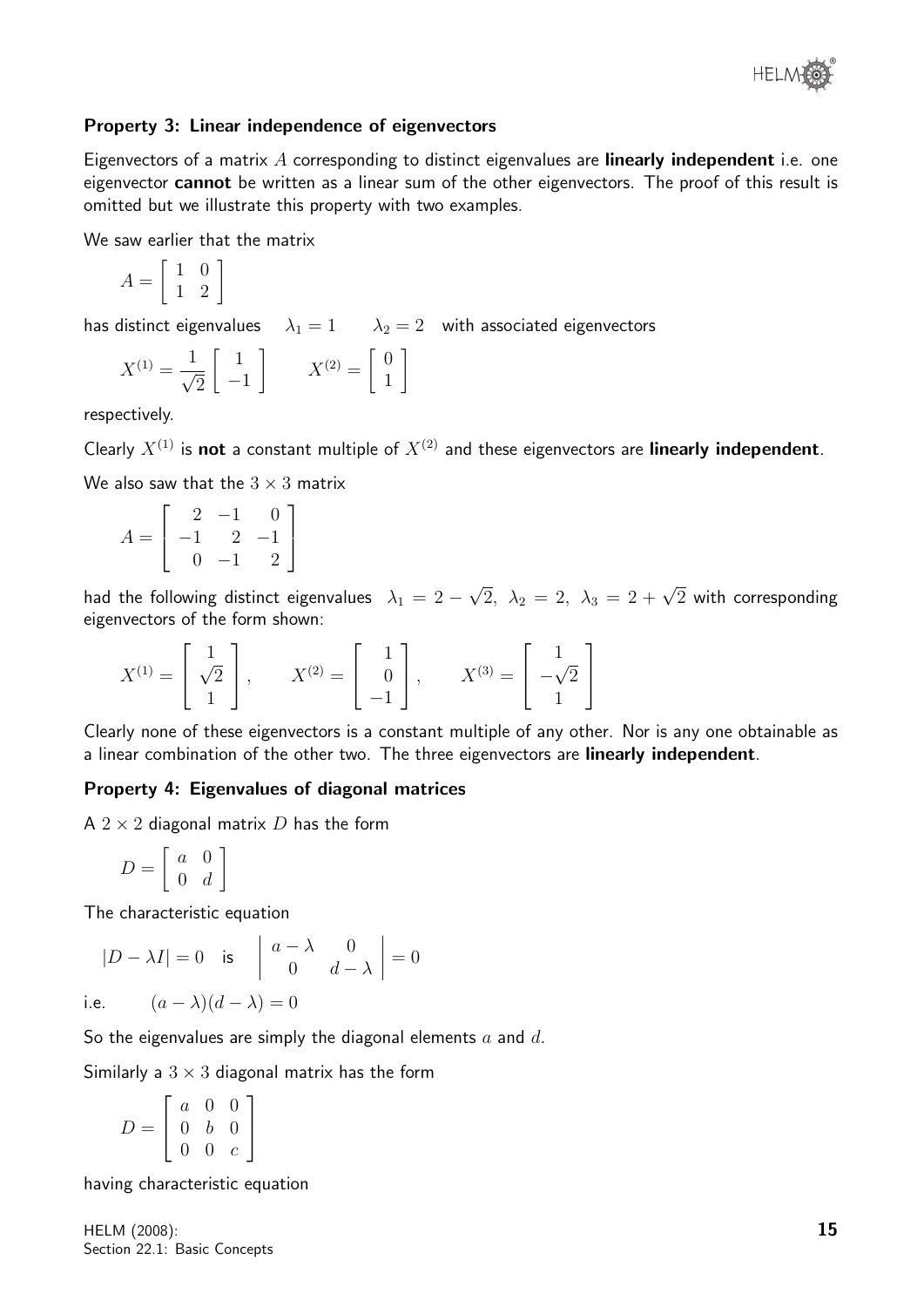### Property 3: Linear independence of eigenvectors

Eigenvectors of a matrix $A$ corresponding to distinct eigenvalues are **linearly independent** i.e. one eigenvector **cannot** be written as a linear sum of the other eigenvectors. The proof of this result is omitted but we illustrate this property with two examples.

We saw earlier that the matrix

$$A = \begin{bmatrix} 1 & 0 \\ 1 & 2 \end{bmatrix}$$

has distinct eigenvalues $\lambda_1 = 1 \qquad \lambda_2 = 2$ with associated eigenvectors

$$X^{(1)} = \frac{1}{\sqrt{2}}\begin{bmatrix} 1 \\ -1 \end{bmatrix} \qquad X^{(2)} = \begin{bmatrix} 0 \\ 1 \end{bmatrix}$$

respectively.

Clearly $X^{(1)}$ is **not** a constant multiple of $X^{(2)}$ and these eigenvectors are **linearly independent**.

We also saw that the $3 \times 3$ matrix

$$A = \begin{bmatrix} 2 & -1 & 0 \\ -1 & 2 & -1 \\ 0 & -1 & 2 \end{bmatrix}$$

had the following distinct eigenvalues $\lambda_1 = 2 - \sqrt{2},\ \lambda_2 = 2,\ \lambda_3 = 2 + \sqrt{2}$ with corresponding eigenvectors of the form shown:

$$X^{(1)} = \begin{bmatrix} 1 \\ \sqrt{2} \\ 1 \end{bmatrix}, \qquad X^{(2)} = \begin{bmatrix} 1 \\ 0 \\ -1 \end{bmatrix}, \qquad X^{(3)} = \begin{bmatrix} 1 \\ -\sqrt{2} \\ 1 \end{bmatrix}$$

Clearly none of these eigenvectors is a constant multiple of any other. Nor is any one obtainable as a linear combination of the other two. The three eigenvectors are **linearly independent**.

### Property 4: Eigenvalues of diagonal matrices

A $2 \times 2$ diagonal matrix $D$ has the form

$$D = \begin{bmatrix} a & 0 \\ 0 & d \end{bmatrix}$$

The characteristic equation

$$|D - \lambda I| = 0 \quad \text{is} \quad \begin{vmatrix} a - \lambda & 0 \\ 0 & d - \lambda \end{vmatrix} = 0$$

i.e. $\qquad (a - \lambda)(d - \lambda) = 0$

So the eigenvalues are simply the diagonal elements $a$ and $d$.

Similarly a $3 \times 3$ diagonal matrix has the form

$$D = \begin{bmatrix} a & 0 & 0 \\ 0 & b & 0 \\ 0 & 0 & c \end{bmatrix}$$

having characteristic equation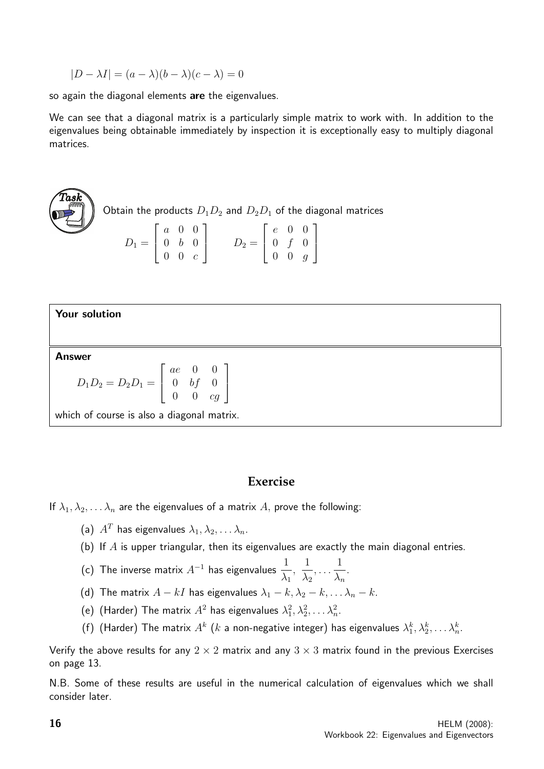$$|D - \lambda I| = (a - \lambda)(b - \lambda)(c - \lambda) = 0$$

so again the diagonal elements **are** the eigenvalues.

We can see that a diagonal matrix is a particularly simple matrix to work with. In addition to the eigenvalues being obtainable immediately by inspection it is exceptionally easy to multiply diagonal matrices.

**Task**

Obtain the products $D_1D_2$ and $D_2D_1$ of the diagonal matrices

$$D_1 = \begin{bmatrix} a & 0 & 0 \\ 0 & b & 0 \\ 0 & 0 & c \end{bmatrix} \qquad D_2 = \begin{bmatrix} e & 0 & 0 \\ 0 & f & 0 \\ 0 & 0 & g \end{bmatrix}$$

**Your solution**

**Answer**

$$D_1D_2 = D_2D_1 = \begin{bmatrix} ae & 0 & 0 \\ 0 & bf & 0 \\ 0 & 0 & cg \end{bmatrix}$$

which of course is also a diagonal matrix.

## Exercise

If $\lambda_1, \lambda_2, \ldots \lambda_n$ are the eigenvalues of a matrix $A$, prove the following:

(a) $A^T$ has eigenvalues $\lambda_1, \lambda_2, \ldots \lambda_n$.

(b) If $A$ is upper triangular, then its eigenvalues are exactly the main diagonal entries.

(c) The inverse matrix $A^{-1}$ has eigenvalues $\dfrac{1}{\lambda_1}, \dfrac{1}{\lambda_2}, \ldots \dfrac{1}{\lambda_n}$.

(d) The matrix $A - kI$ has eigenvalues $\lambda_1 - k, \lambda_2 - k, \ldots \lambda_n - k$.

(e) (Harder) The matrix $A^2$ has eigenvalues $\lambda_1^2, \lambda_2^2, \ldots \lambda_n^2$.

(f) (Harder) The matrix $A^k$ ($k$ a non-negative integer) has eigenvalues $\lambda_1^k, \lambda_2^k, \ldots \lambda_n^k$.

Verify the above results for any $2 \times 2$ matrix and any $3 \times 3$ matrix found in the previous Exercises on page 13.

N.B. Some of these results are useful in the numerical calculation of eigenvalues which we shall consider later.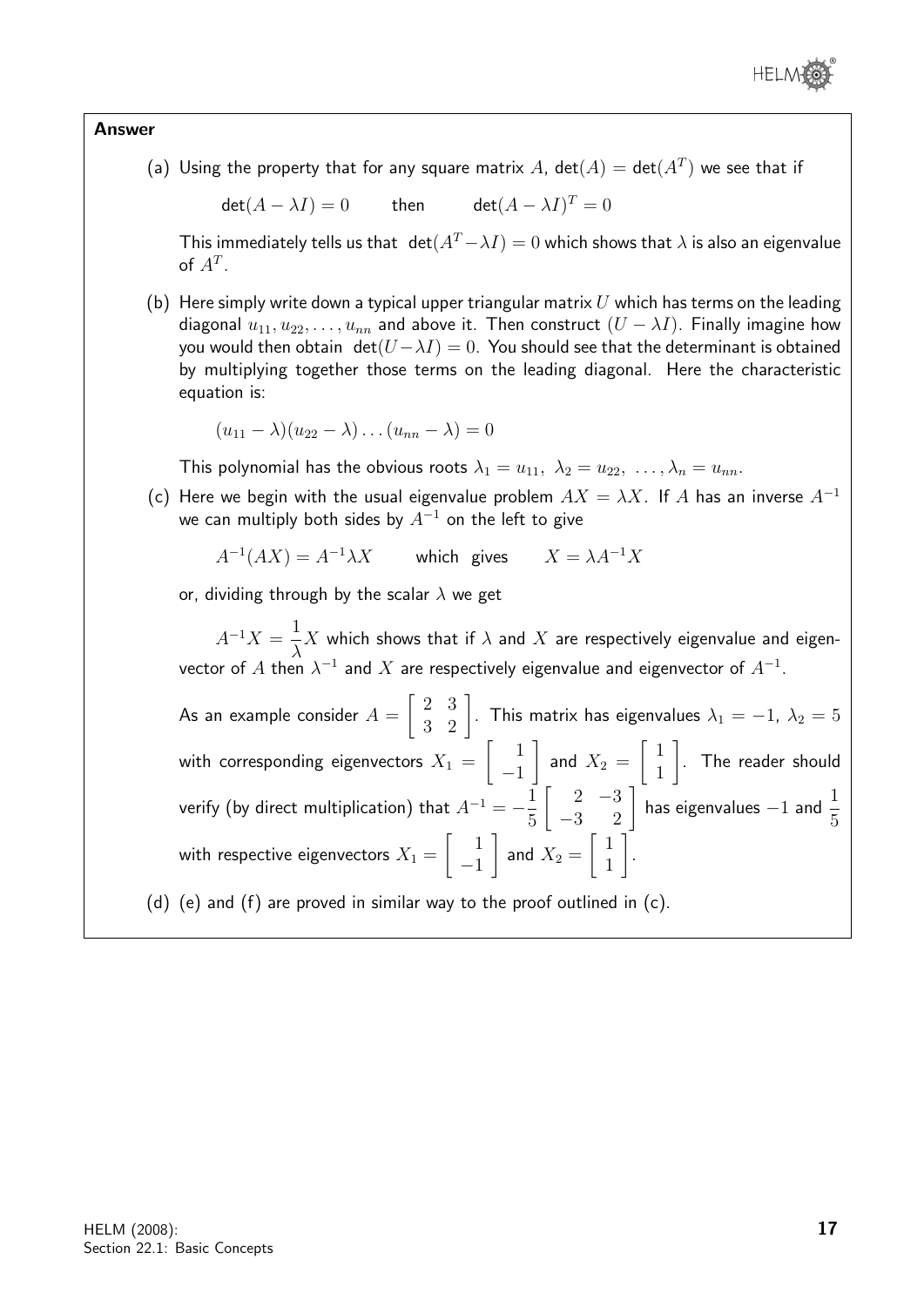**Answer**

(a) Using the property that for any square matrix $A$, $\det(A) = \det(A^T)$ we see that if

$$\det(A - \lambda I) = 0 \qquad \text{then} \qquad \det(A - \lambda I)^T = 0$$

This immediately tells us that $\det(A^T - \lambda I) = 0$ which shows that $\lambda$ is also an eigenvalue of $A^T$.

(b) Here simply write down a typical upper triangular matrix $U$ which has terms on the leading diagonal $u_{11}, u_{22}, \ldots, u_{nn}$ and above it. Then construct $(U - \lambda I)$. Finally imagine how you would then obtain $\det(U - \lambda I) = 0$. You should see that the determinant is obtained by multiplying together those terms on the leading diagonal. Here the characteristic equation is:

$$(u_{11} - \lambda)(u_{22} - \lambda) \ldots (u_{nn} - \lambda) = 0$$

This polynomial has the obvious roots $\lambda_1 = u_{11},\ \lambda_2 = u_{22},\ \ldots, \lambda_n = u_{nn}$.

(c) Here we begin with the usual eigenvalue problem $AX = \lambda X$. If $A$ has an inverse $A^{-1}$ we can multiply both sides by $A^{-1}$ on the left to give

$$A^{-1}(AX) = A^{-1}\lambda X \qquad \text{which gives} \qquad X = \lambda A^{-1}X$$

or, dividing through by the scalar $\lambda$ we get

$A^{-1}X = \dfrac{1}{\lambda}X$ which shows that if $\lambda$ and $X$ are respectively eigenvalue and eigenvector of $A$ then $\lambda^{-1}$ and $X$ are respectively eigenvalue and eigenvector of $A^{-1}$.

As an example consider $A = \begin{bmatrix} 2 & 3 \\ 3 & 2 \end{bmatrix}$. This matrix has eigenvalues $\lambda_1 = -1$, $\lambda_2 = 5$ with corresponding eigenvectors $X_1 = \begin{bmatrix} 1 \\ -1 \end{bmatrix}$ and $X_2 = \begin{bmatrix} 1 \\ 1 \end{bmatrix}$. The reader should verify (by direct multiplication) that $A^{-1} = -\dfrac{1}{5}\begin{bmatrix} 2 & -3 \\ -3 & 2 \end{bmatrix}$ has eigenvalues $-1$ and $\dfrac{1}{5}$ with respective eigenvectors $X_1 = \begin{bmatrix} 1 \\ -1 \end{bmatrix}$ and $X_2 = \begin{bmatrix} 1 \\ 1 \end{bmatrix}$.

(d) (e) and (f) are proved in similar way to the proof outlined in (c).